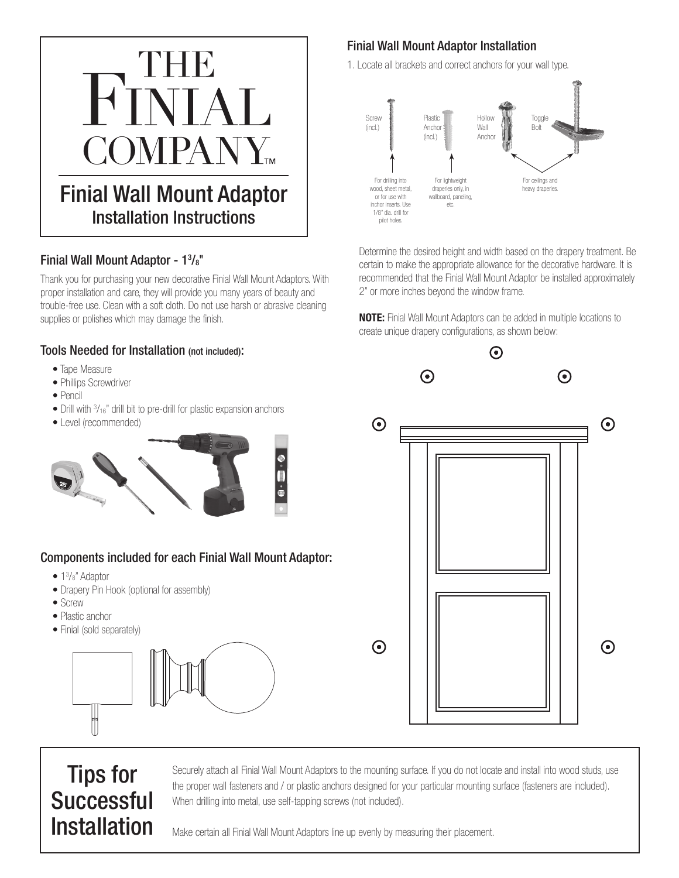# THE FINIAL COMPANY™

## Finial Wall Mount Adaptor
### Installation Instructions

### Finial Wall Mount Adaptor - 1$^3/_8$"

Thank you for purchasing your new decorative Finial Wall Mount Adaptors. With proper installation and care, they will provide you many years of beauty and trouble-free use. Clean with a soft cloth. Do not use harsh or abrasive cleaning supplies or polishes which may damage the finish.

### Tools Needed for Installation (not included):

- Tape Measure
- Phillips Screwdriver
- Pencil
- Drill with $^3/_{16}$" drill bit to pre-drill for plastic expansion anchors
- Level (recommended)

### Components included for each Finial Wall Mount Adaptor:

- 1$^3/_8$" Adaptor
- Drapery Pin Hook (optional for assembly)
- Screw
- Plastic anchor
- Finial (sold separately)

### Finial Wall Mount Adaptor Installation

1. Locate all brackets and correct anchors for your wall type.

Screw (incl.) — For drilling into wood, sheet metal, or for use with inchor inserts. Use 1/8" dia. drill for pilot holes.

Plastic Anchor (incl.) — For lightweight draperies only, in wallboard, paneling, etc.

Hollow Wall Anchor, Toggle Bolt — For ceilings and heavy draperies.

Determine the desired height and width based on the drapery treatment. Be certain to make the appropriate allowance for the decorative hardware. It is recommended that the Finial Wall Mount Adaptor be installed approximately 2" or more inches beyond the window frame.

**NOTE:** Finial Wall Mount Adaptors can be added in multiple locations to create unique drapery configurations, as shown below:

## Tips for Successful Installation

Securely attach all Finial Wall Mount Adaptors to the mounting surface. If you do not locate and install into wood studs, use the proper wall fasteners and / or plastic anchors designed for your particular mounting surface (fasteners are included). When drilling into metal, use self-tapping screws (not included).

Make certain all Finial Wall Mount Adaptors line up evenly by measuring their placement.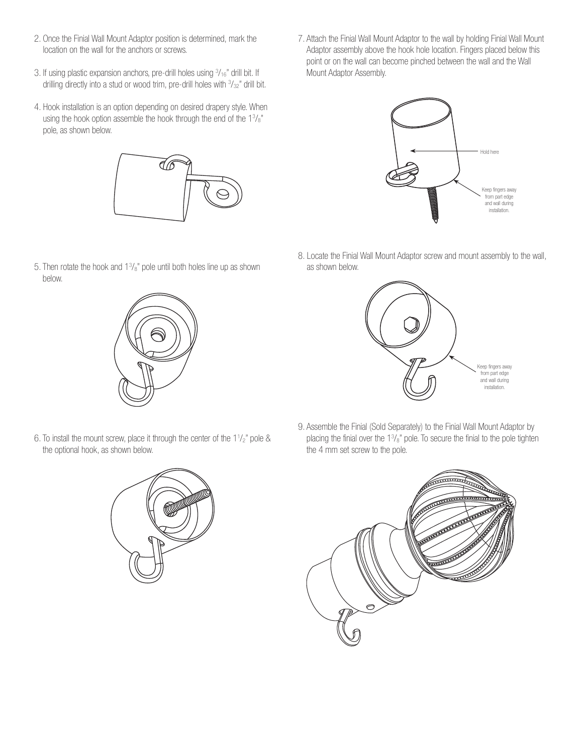2. Once the Finial Wall Mount Adaptor position is determined, mark the location on the wall for the anchors or screws.

3. If using plastic expansion anchors, pre-drill holes using $^{3}/_{16}$" drill bit. If drilling directly into a stud or wood trim, pre-drill holes with $^{3}/_{32}$" drill bit.

4. Hook installation is an option depending on desired drapery style. When using the hook option assemble the hook through the end of the $1^{3}/_{8}$" pole, as shown below.

5. Then rotate the hook and $1^{3}/_{8}$" pole until both holes line up as shown below.

6. To install the mount screw, place it through the center of the $1^{1}/_{2}$" pole & the optional hook, as shown below.

7. Attach the Finial Wall Mount Adaptor to the wall by holding Finial Wall Mount Adaptor assembly above the hook hole location. Fingers placed below this point or on the wall can become pinched between the wall and the Wall Mount Adaptor Assembly.

Hold here

Keep fingers away from part edge and wall during installation.

8. Locate the Finial Wall Mount Adaptor screw and mount assembly to the wall, as shown below.

Keep fingers away from part edge and wall during installation.

9. Assemble the Finial (Sold Separately) to the Finial Wall Mount Adaptor by placing the finial over the $1^{3}/_{8}$" pole. To secure the finial to the pole tighten the 4 mm set screw to the pole.